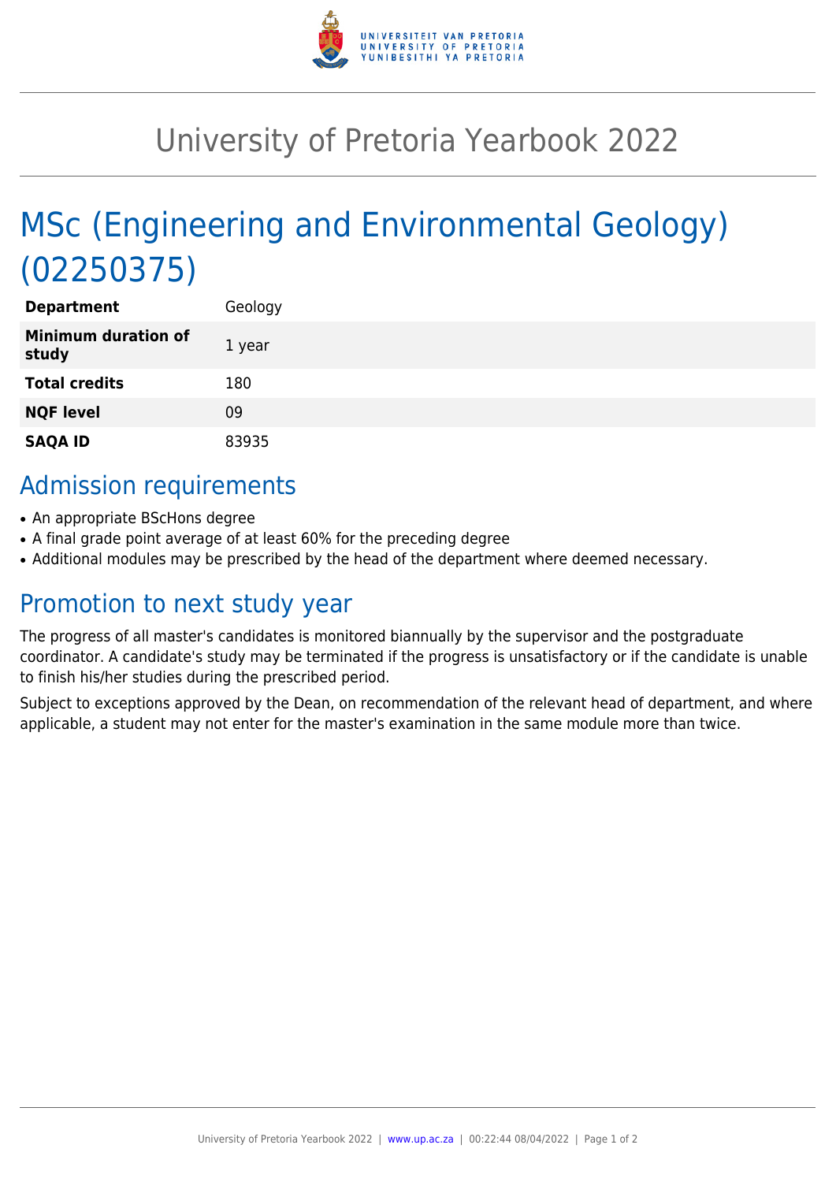# University of Pretoria Yearbook 2022

# MSc (Engineering and Environmental Geology) (02250375)

| | |
|---|---|
| **Department** | Geology |
| **Minimum duration of study** | 1 year |
| **Total credits** | 180 |
| **NQF level** | 09 |
| **SAQA ID** | 83935 |

## Admission requirements

- An appropriate BScHons degree
- A final grade point average of at least 60% for the preceding degree
- Additional modules may be prescribed by the head of the department where deemed necessary.

## Promotion to next study year

The progress of all master's candidates is monitored biannually by the supervisor and the postgraduate coordinator. A candidate's study may be terminated if the progress is unsatisfactory or if the candidate is unable to finish his/her studies during the prescribed period.

Subject to exceptions approved by the Dean, on recommendation of the relevant head of department, and where applicable, a student may not enter for the master's examination in the same module more than twice.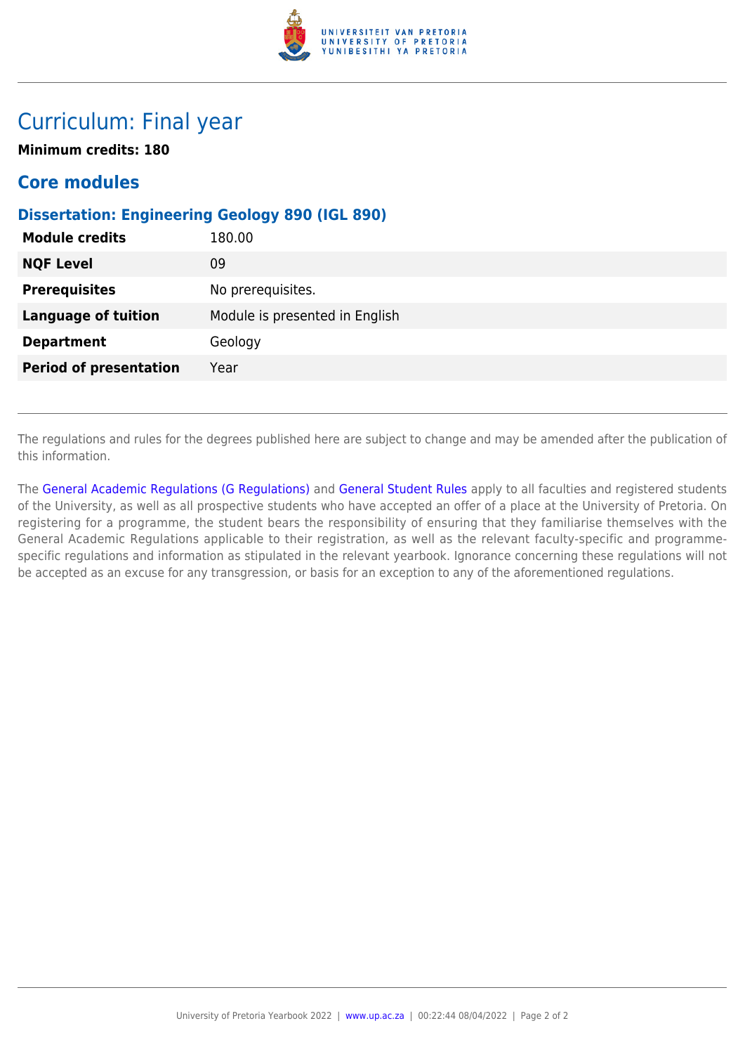# Curriculum: Final year

**Minimum credits: 180**

## Core modules

### Dissertation: Engineering Geology 890 (IGL 890)

| | |
|---|---|
| **Module credits** | 180.00 |
| **NQF Level** | 09 |
| **Prerequisites** | No prerequisites. |
| **Language of tuition** | Module is presented in English |
| **Department** | Geology |
| **Period of presentation** | Year |

The regulations and rules for the degrees published here are subject to change and may be amended after the publication of this information.

The General Academic Regulations (G Regulations) and General Student Rules apply to all faculties and registered students of the University, as well as all prospective students who have accepted an offer of a place at the University of Pretoria. On registering for a programme, the student bears the responsibility of ensuring that they familiarise themselves with the General Academic Regulations applicable to their registration, as well as the relevant faculty-specific and programme-specific regulations and information as stipulated in the relevant yearbook. Ignorance concerning these regulations will not be accepted as an excuse for any transgression, or basis for an exception to any of the aforementioned regulations.